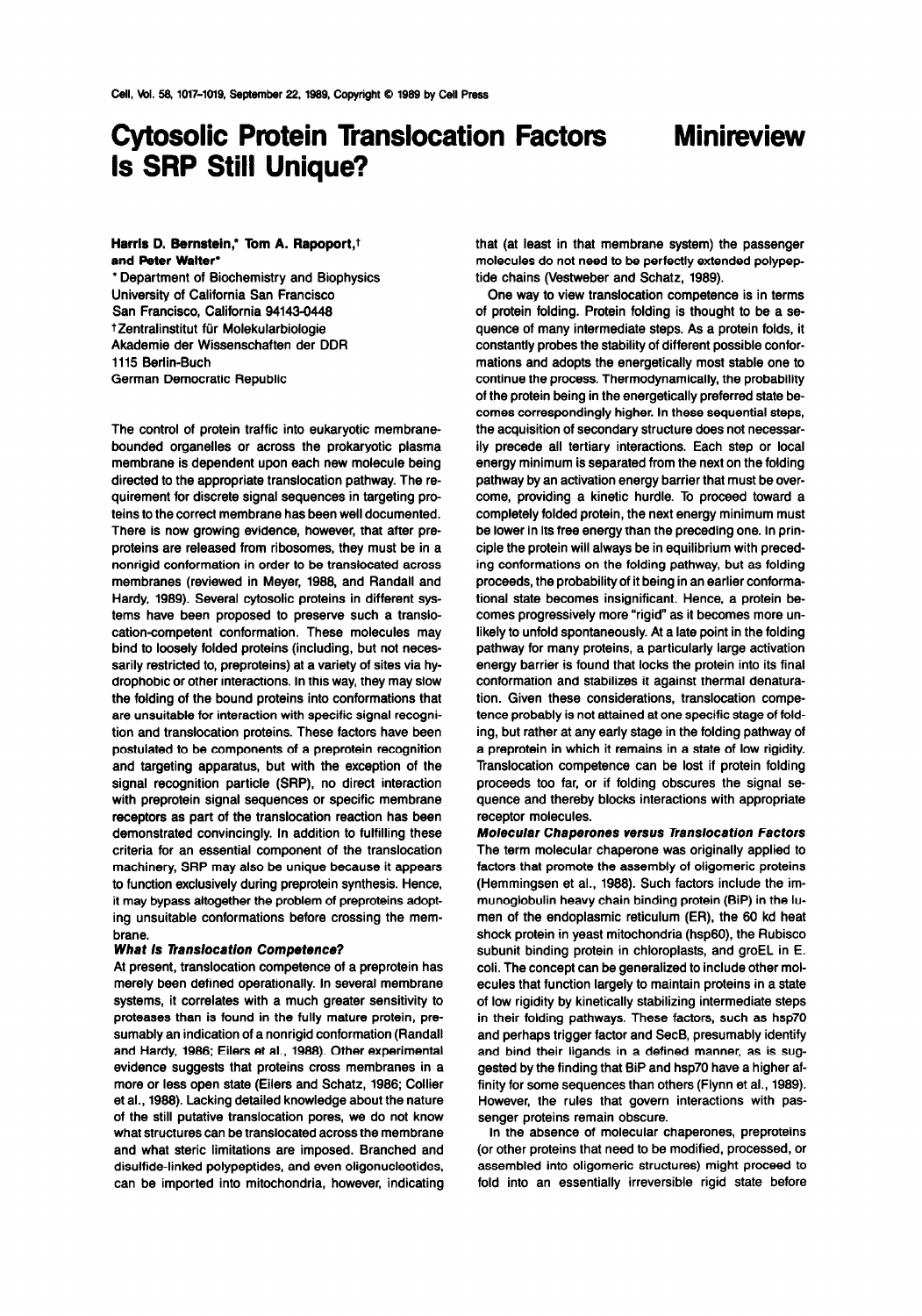# Cytosolic Protein Translocation Factors Is SRP Still Unique?

**Minireview**

**Harris D. Bernstein,\* Tom A. Rapoport,† and Peter Walter\***

\* Department of Biochemistry and Biophysics
University of California San Francisco
San Francisco, California 94143-0448

† Zentralinstitut für Molekularbiologie
Akademie der Wissenschaften der DDR
1115 Berlin-Buch
German Democratic Republic

The control of protein traffic into eukaryotic membrane-bounded organelles or across the prokaryotic plasma membrane is dependent upon each new molecule being directed to the appropriate translocation pathway. The requirement for discrete signal sequences in targeting proteins to the correct membrane has been well documented. There is now growing evidence, however, that after preproteins are released from ribosomes, they must be in a nonrigid conformation in order to be translocated across membranes (reviewed in Meyer, 1988, and Randall and Hardy, 1989). Several cytosolic proteins in different systems have been proposed to preserve such a translocation-competent conformation. These molecules may bind to loosely folded proteins (including, but not necessarily restricted to, preproteins) at a variety of sites via hydrophobic or other interactions. In this way, they may slow the folding of the bound proteins into conformations that are unsuitable for interaction with specific signal recognition and translocation proteins. These factors have been postulated to be components of a preprotein recognition and targeting apparatus, but with the exception of the signal recognition particle (SRP), no direct interaction with preprotein signal sequences or specific membrane receptors as part of the translocation reaction has been demonstrated convincingly. In addition to fulfilling these criteria for an essential component of the translocation machinery, SRP may also be unique because it appears to function exclusively during preprotein synthesis. Hence, it may bypass altogether the problem of preproteins adopting unsuitable conformations before crossing the membrane.

### *What Is Translocation Competence?*

At present, translocation competence of a preprotein has merely been defined operationally. In several membrane systems, it correlates with a much greater sensitivity to proteases than is found in the fully mature protein, presumably an indication of a nonrigid conformation (Randall and Hardy, 1986; Eilers et al., 1988). Other experimental evidence suggests that proteins cross membranes in a more or less open state (Eilers and Schatz, 1986; Collier et al., 1988). Lacking detailed knowledge about the nature of the still putative translocation pores, we do not know what structures can be translocated across the membrane and what steric limitations are imposed. Branched and disulfide-linked polypeptides, and even oligonucleotides, can be imported into mitochondria, however, indicating that (at least in that membrane system) the passenger molecules do not need to be perfectly extended polypeptide chains (Vestweber and Schatz, 1989).

One way to view translocation competence is in terms of protein folding. Protein folding is thought to be a sequence of many intermediate steps. As a protein folds, it constantly probes the stability of different possible conformations and adopts the energetically most stable one to continue the process. Thermodynamically, the probability of the protein being in the energetically preferred state becomes correspondingly higher. In these sequential steps, the acquisition of secondary structure does not necessarily precede all tertiary interactions. Each step or local energy minimum is separated from the next on the folding pathway by an activation energy barrier that must be overcome, providing a kinetic hurdle. To proceed toward a completely folded protein, the next energy minimum must be lower in its free energy than the preceding one. In principle the protein will always be in equilibrium with preceding conformations on the folding pathway, but as folding proceeds, the probability of it being in an earlier conformational state becomes insignificant. Hence, a protein becomes progressively more "rigid" as it becomes more unlikely to unfold spontaneously. At a late point in the folding pathway for many proteins, a particularly large activation energy barrier is found that locks the protein into its final conformation and stabilizes it against thermal denaturation. Given these considerations, translocation competence probably is not attained at one specific stage of folding, but rather at any early stage in the folding pathway of a preprotein in which it remains in a state of low rigidity. Translocation competence can be lost if protein folding proceeds too far, or if folding obscures the signal sequence and thereby blocks interactions with appropriate receptor molecules.

### *Molecular Chaperones versus Translocation Factors*

The term molecular chaperone was originally applied to factors that promote the assembly of oligomeric proteins (Hemmingsen et al., 1988). Such factors include the immunoglobulin heavy chain binding protein (BiP) in the lumen of the endoplasmic reticulum (ER), the 60 kd heat shock protein in yeast mitochondria (hsp60), the Rubisco subunit binding protein in chloroplasts, and groEL in E. coli. The concept can be generalized to include other molecules that function largely to maintain proteins in a state of low rigidity by kinetically stabilizing intermediate steps in their folding pathways. These factors, such as hsp70 and perhaps trigger factor and SecB, presumably identify and bind their ligands in a defined manner, as is suggested by the finding that BiP and hsp70 have a higher affinity for some sequences than others (Flynn et al., 1989). However, the rules that govern interactions with passenger proteins remain obscure.

In the absence of molecular chaperones, preproteins (or other proteins that need to be modified, processed, or assembled into oligomeric structures) might proceed to fold into an essentially irreversible rigid state before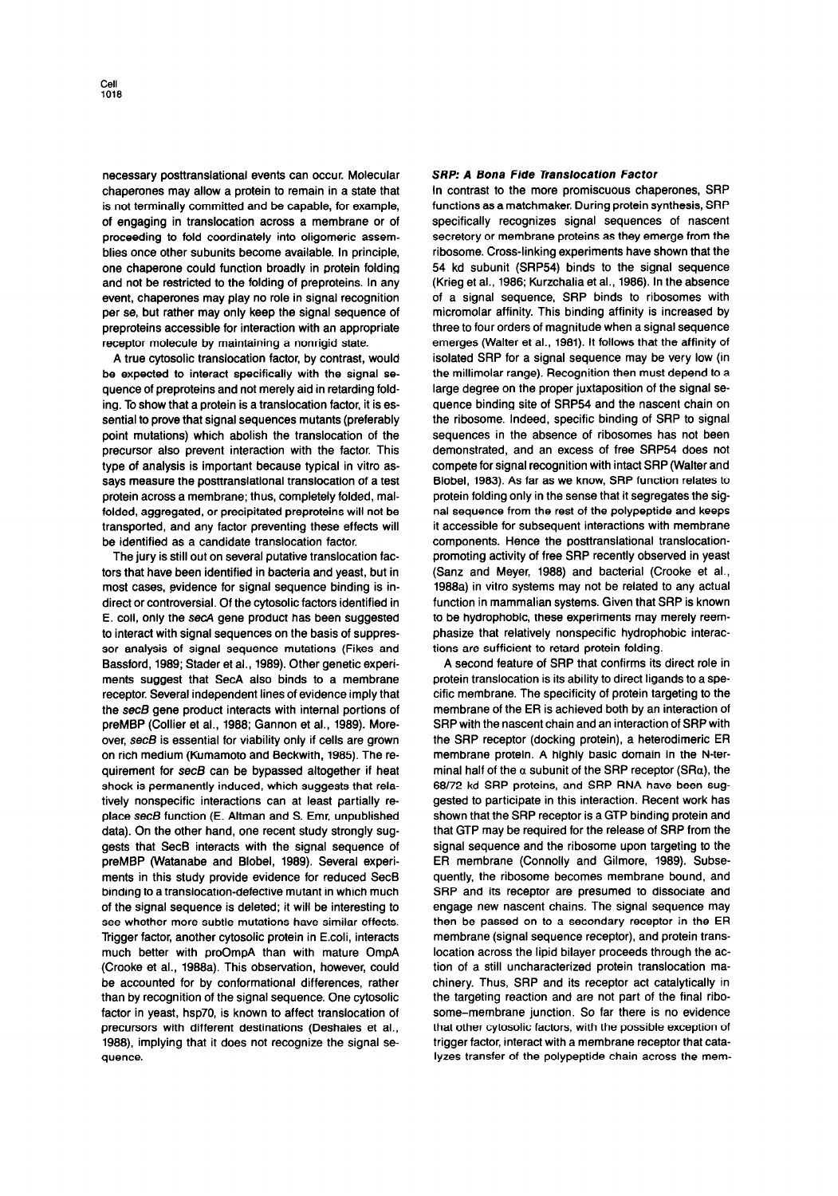necessary posttranslational events can occur. Molecular chaperones may allow a protein to remain in a state that is not terminally committed and be capable, for example, of engaging in translocation across a membrane or of proceeding to fold coordinately into oligomeric assemblies once other subunits become available. In principle, one chaperone could function broadly in protein folding and not be restricted to the folding of preproteins. In any event, chaperones may play no role in signal recognition per se, but rather may only keep the signal sequence of preproteins accessible for interaction with an appropriate receptor molecule by maintaining a nonrigid state.

A true cytosolic translocation factor, by contrast, would be expected to interact specifically with the signal sequence of preproteins and not merely aid in retarding folding. To show that a protein is a translocation factor, it is essential to prove that signal sequences mutants (preferably point mutations) which abolish the translocation of the precursor also prevent interaction with the factor. This type of analysis is important because typical in vitro assays measure the posttranslational translocation of a test protein across a membrane; thus, completely folded, malfolded, aggregated, or precipitated preproteins will not be transported, and any factor preventing these effects will be identified as a candidate translocation factor.

The jury is still out on several putative translocation factors that have been identified in bacteria and yeast, but in most cases, evidence for signal sequence binding is indirect or controversial. Of the cytosolic factors identified in E. coli, only the *secA* gene product has been suggested to interact with signal sequences on the basis of suppressor analysis of signal sequence mutations (Fikes and Bassford, 1989; Stader et al., 1989). Other genetic experiments suggest that SecA also binds to a membrane receptor. Several independent lines of evidence imply that the *secB* gene product interacts with internal portions of preMBP (Collier et al., 1988; Gannon et al., 1989). Moreover, *secB* is essential for viability only if cells are grown on rich medium (Kumamoto and Beckwith, 1985). The requirement for *secB* can be bypassed altogether if heat shock is permanently induced, which suggests that relatively nonspecific interactions can at least partially replace *secB* function (E. Altman and S. Emr, unpublished data). On the other hand, one recent study strongly suggests that SecB interacts with the signal sequence of preMBP (Watanabe and Blobel, 1989). Several experiments in this study provide evidence for reduced SecB binding to a translocation-defective mutant in which much of the signal sequence is deleted; it will be interesting to see whether more subtle mutations have similar effects. Trigger factor, another cytosolic protein in E.coli, interacts much better with proOmpA than with mature OmpA (Crooke et al., 1988a). This observation, however, could be accounted for by conformational differences, rather than by recognition of the signal sequence. One cytosolic factor in yeast, hsp70, is known to affect translocation of precursors with different destinations (Deshaies et al., 1988), implying that it does not recognize the signal sequence.

### *SRP: A Bona Fide Translocation Factor*

In contrast to the more promiscuous chaperones, SRP functions as a matchmaker. During protein synthesis, SRP specifically recognizes signal sequences of nascent secretory or membrane proteins as they emerge from the ribosome. Cross-linking experiments have shown that the 54 kd subunit (SRP54) binds to the signal sequence (Krieg et al., 1986; Kurzchalia et al., 1986). In the absence of a signal sequence, SRP binds to ribosomes with micromolar affinity. This binding affinity is increased by three to four orders of magnitude when a signal sequence emerges (Walter et al., 1981). It follows that the affinity of isolated SRP for a signal sequence may be very low (in the millimolar range). Recognition then must depend to a large degree on the proper juxtaposition of the signal sequence binding site of SRP54 and the nascent chain on the ribosome. Indeed, specific binding of SRP to signal sequences in the absence of ribosomes has not been demonstrated, and an excess of free SRP54 does not compete for signal recognition with intact SRP (Walter and Blobel, 1983). As far as we know, SRP function relates to protein folding only in the sense that it segregates the signal sequence from the rest of the polypeptide and keeps it accessible for subsequent interactions with membrane components. Hence the posttranslational translocation-promoting activity of free SRP recently observed in yeast (Sanz and Meyer, 1988) and bacterial (Crooke et al., 1988a) in vitro systems may not be related to any actual function in mammalian systems. Given that SRP is known to be hydrophobic, these experiments may merely reemphasize that relatively nonspecific hydrophobic interactions are sufficient to retard protein folding.

A second feature of SRP that confirms its direct role in protein translocation is its ability to direct ligands to a specific membrane. The specificity of protein targeting to the membrane of the ER is achieved both by an interaction of SRP with the nascent chain and an interaction of SRP with the SRP receptor (docking protein), a heterodimeric ER membrane protein. A highly basic domain in the N-terminal half of the α subunit of the SRP receptor (SRα), the 68/72 kd SRP proteins, and SRP RNA have been suggested to participate in this interaction. Recent work has shown that the SRP receptor is a GTP binding protein and that GTP may be required for the release of SRP from the signal sequence and the ribosome upon targeting to the ER membrane (Connolly and Gilmore, 1989). Subsequently, the ribosome becomes membrane bound, and SRP and its receptor are presumed to dissociate and engage new nascent chains. The signal sequence may then be passed on to a secondary receptor in the ER membrane (signal sequence receptor), and protein translocation across the lipid bilayer proceeds through the action of a still uncharacterized protein translocation machinery. Thus, SRP and its receptor act catalytically in the targeting reaction and are not part of the final ribosome–membrane junction. So far there is no evidence that other cytosolic factors, with the possible exception of trigger factor, interact with a membrane receptor that catalyzes transfer of the polypeptide chain across the mem-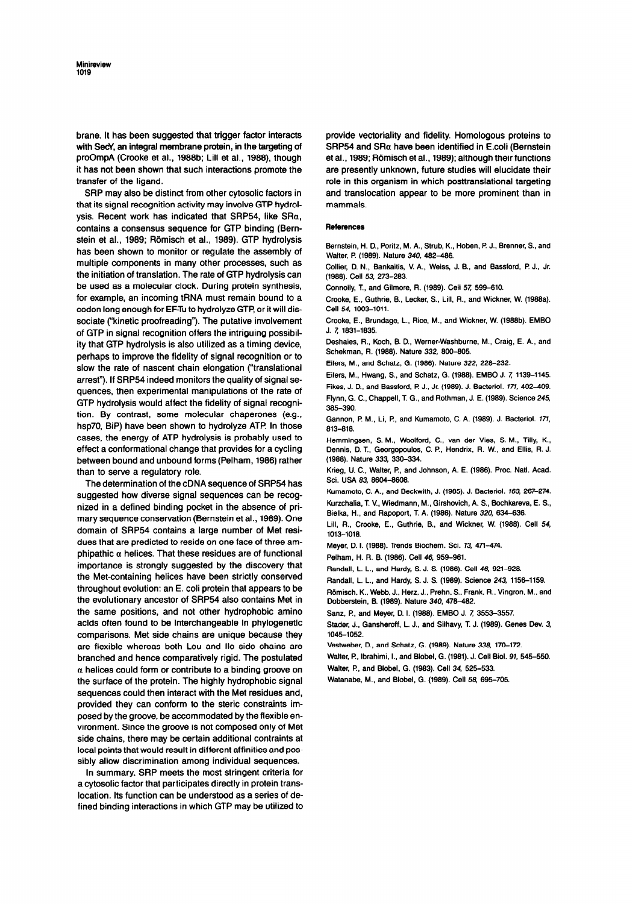brane. It has been suggested that trigger factor interacts with SecY, an integral membrane protein, in the targeting of proOmpA (Crooke et al., 1988b; Lill et al., 1988), though it has not been shown that such interactions promote the transfer of the ligand.

SRP may also be distinct from other cytosolic factors in that its signal recognition activity may involve GTP hydrolysis. Recent work has indicated that SRP54, like SRα, contains a consensus sequence for GTP binding (Bernstein et al., 1989; Römisch et al., 1989). GTP hydrolysis has been shown to monitor or regulate the assembly of multiple components in many other processes, such as the initiation of translation. The rate of GTP hydrolysis can be used as a molecular clock. During protein synthesis, for example, an incoming tRNA must remain bound to a codon long enough for EF-Tu to hydrolyze GTP, or it will dissociate ("kinetic proofreading"). The putative involvement of GTP in signal recognition offers the intriguing possibility that GTP hydrolysis is also utilized as a timing device, perhaps to improve the fidelity of signal recognition or to slow the rate of nascent chain elongation ("translational arrest"). If SRP54 indeed monitors the quality of signal sequences, then experimental manipulations of the rate of GTP hydrolysis would affect the fidelity of signal recognition. By contrast, some molecular chaperones (e.g., hsp70, BiP) have been shown to hydrolyze ATP. In those cases, the energy of ATP hydrolysis is probably used to effect a conformational change that provides for a cycling between bound and unbound forms (Pelham, 1986) rather than to serve a regulatory role.

The determination of the cDNA sequence of SRP54 has suggested how diverse signal sequences can be recognized in a defined binding pocket in the absence of primary sequence conservation (Bernstein et al., 1989). One domain of SRP54 contains a large number of Met residues that are predicted to reside on one face of three amphipathic α helices. That these residues are of functional importance is strongly suggested by the discovery that the Met-containing helices have been strictly conserved throughout evolution: an E. coli protein that appears to be the evolutionary ancestor of SRP54 also contains Met in the same positions, and not other hydrophobic amino acids often found to be interchangeable in phylogenetic comparisons. Met side chains are unique because they are flexible whereas both Leu and Ile side chains are branched and hence comparatively rigid. The postulated α helices could form or contribute to a binding groove on the surface of the protein. The highly hydrophobic signal sequences could then interact with the Met residues and, provided they can conform to the steric constraints imposed by the groove, be accommodated by the flexible environment. Since the groove is not composed only of Met side chains, there may be certain additional contraints at local points that would result in different affinities and possibly allow discrimination among individual sequences.

In summary, SRP meets the most stringent criteria for a cytosolic factor that participates directly in protein translocation. Its function can be understood as a series of defined binding interactions in which GTP may be utilized to provide vectoriality and fidelity. Homologous proteins to SRP54 and SRα have been identified in E.coli (Bernstein et al., 1989; Römisch et al., 1989); although their functions are presently unknown, future studies will elucidate their role in this organism in which posttranslational targeting and translocation appear to be more prominent than in mammals.

#### References

Bernstein, H. D., Poritz, M. A., Strub, K., Hoben, P. J., Brenner, S., and Walter, P. (1989). Nature *340*, 482–486.

Collier, D. N., Bankaitis, V. A., Weiss, J. B., and Bassford, P. J., Jr. (1988). Cell *53*, 273–283.

Connolly, T., and Gilmore, R. (1989). Cell *57*, 599–610.

Crooke, E., Guthrie, B., Lecker, S., Lill, R., and Wickner, W. (1988a). Cell *54*, 1003–1011.

Crooke, E., Brundage, L., Rice, M., and Wickner, W. (1988b). EMBO J. *7*, 1831–1835.

Deshaies, R., Koch, B. D., Werner-Washburne, M., Craig, E. A., and Schekman, R. (1988). Nature *332*, 800–805.

Eilers, M., and Schatz, G. (1986). Nature *322*, 228–232.

Eilers, M., Hwang, S., and Schatz, G. (1988). EMBO J. *7*, 1139–1145.

Fikes, J. D., and Bassford, P. J., Jr. (1989). J. Bacteriol. *171*, 402–409.

Flynn, G. C., Chappell, T. G., and Rothman, J. E. (1989). Science *245*, 385–390.

Gannon, P. M., Li, P., and Kumamoto, C. A. (1989). J. Bacteriol. *171*, 813–818.

Hemmingsen, S. M., Woolford, C., van der Vies, S. M., Tilly, K., Dennis, D. T., Georgopoulos, C. P., Hendrix, R. W., and Ellis, R. J. (1988). Nature *333*, 330–334.

Krieg, U. C., Walter, P., and Johnson, A. E. (1986). Proc. Natl. Acad. Sci. USA *83*, 8604–8608.

Kumamoto, C. A., and Beckwith, J. (1985). J. Bacteriol. *163*, 267–274.

Kurzchalia, T. V., Wiedmann, M., Girshovich, A. S., Bochkareva, E. S., Bielka, H., and Rapoport, T. A. (1986). Nature *320*, 634–636.

Lill, R., Crooke, E., Guthrie, B., and Wickner, W. (1988). Cell *54*, 1013–1018.

Meyer, D. I. (1988). Trends Biochem. Sci. *13*, 471–474.

Pelham, H. R. B. (1986). Cell *46*, 959–961.

Randall, L. L., and Hardy, S. J. S. (1986). Cell *46*, 921–928.

Randall, L. L., and Hardy, S. J. S. (1989). Science *243*, 1156–1159.

Römisch, K., Webb, J., Herz, J., Prehn, S., Frank, R., Vingron, M., and Dobberstein, B. (1989). Nature *340*, 478–482.

Sanz, P., and Meyer, D. I. (1988). EMBO J. *7*, 3553–3557.

Stader, J., Gansheroff, L. J., and Silhavy, T. J. (1989). Genes Dev. *3*, 1045–1052.

Vestweber, D., and Schatz, G. (1989). Nature *338*, 170–172.

Walter, P., Ibrahimi, I., and Blobel, G. (1981). J. Cell Biol. *91*, 545–550.

Walter, P., and Blobel, G. (1983). Cell *34*, 525–533.

Watanabe, M., and Blobel, G. (1989). Cell *58*, 695–705.